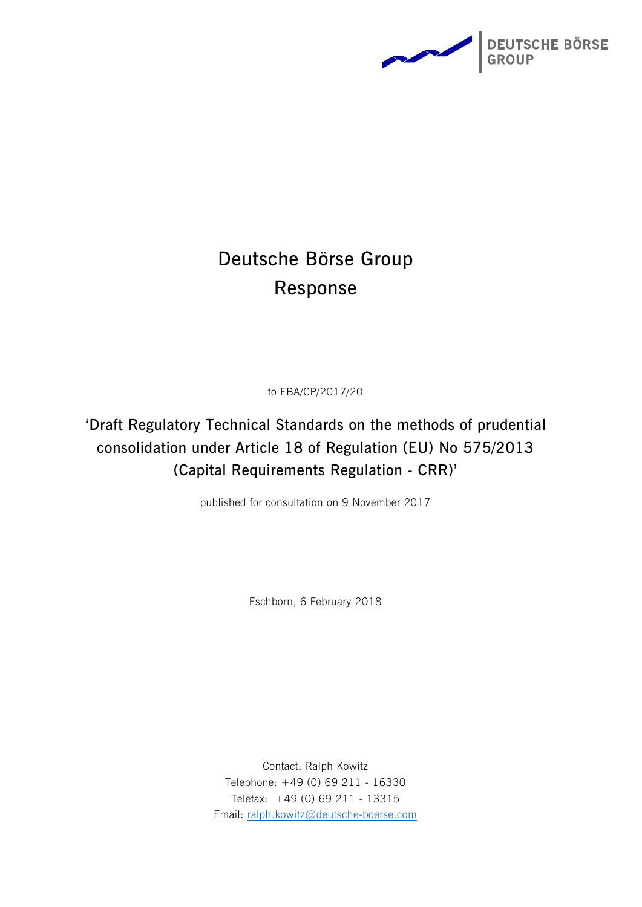# Deutsche Börse Group Response

to EBA/CP/2017/20

## 'Draft Regulatory Technical Standards on the methods of prudential consolidation under Article 18 of Regulation (EU) No 575/2013 (Capital Requirements Regulation - CRR)'

published for consultation on 9 November 2017

Eschborn, 6 February 2018

Contact: Ralph Kowitz
Telephone: +49 (0) 69 211 - 16330
Telefax: +49 (0) 69 211 - 13315
Email: ralph.kowitz@deutsche-boerse.com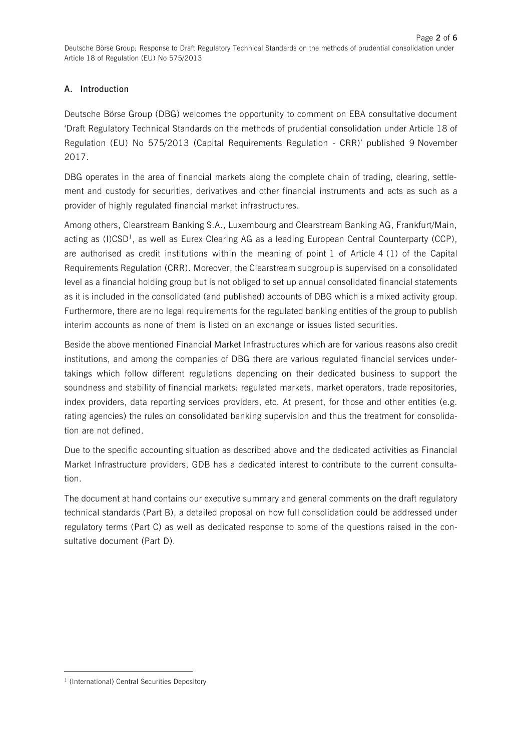## A. Introduction

Deutsche Börse Group (DBG) welcomes the opportunity to comment on EBA consultative document 'Draft Regulatory Technical Standards on the methods of prudential consolidation under Article 18 of Regulation (EU) No 575/2013 (Capital Requirements Regulation - CRR)' published 9 November 2017.

DBG operates in the area of financial markets along the complete chain of trading, clearing, settlement and custody for securities, derivatives and other financial instruments and acts as such as a provider of highly regulated financial market infrastructures.

Among others, Clearstream Banking S.A., Luxembourg and Clearstream Banking AG, Frankfurt/Main, acting as (I)CSD[1], as well as Eurex Clearing AG as a leading European Central Counterparty (CCP), are authorised as credit institutions within the meaning of point 1 of Article 4 (1) of the Capital Requirements Regulation (CRR). Moreover, the Clearstream subgroup is supervised on a consolidated level as a financial holding group but is not obliged to set up annual consolidated financial statements as it is included in the consolidated (and published) accounts of DBG which is a mixed activity group. Furthermore, there are no legal requirements for the regulated banking entities of the group to publish interim accounts as none of them is listed on an exchange or issues listed securities.

Beside the above mentioned Financial Market Infrastructures which are for various reasons also credit institutions, and among the companies of DBG there are various regulated financial services undertakings which follow different regulations depending on their dedicated business to support the soundness and stability of financial markets: regulated markets, market operators, trade repositories, index providers, data reporting services providers, etc. At present, for those and other entities (e.g. rating agencies) the rules on consolidated banking supervision and thus the treatment for consolidation are not defined.

Due to the specific accounting situation as described above and the dedicated activities as Financial Market Infrastructure providers, GDB has a dedicated interest to contribute to the current consultation.

The document at hand contains our executive summary and general comments on the draft regulatory technical standards (Part B), a detailed proposal on how full consolidation could be addressed under regulatory terms (Part C) as well as dedicated response to some of the questions raised in the consultative document (Part D).

[1] (International) Central Securities Depository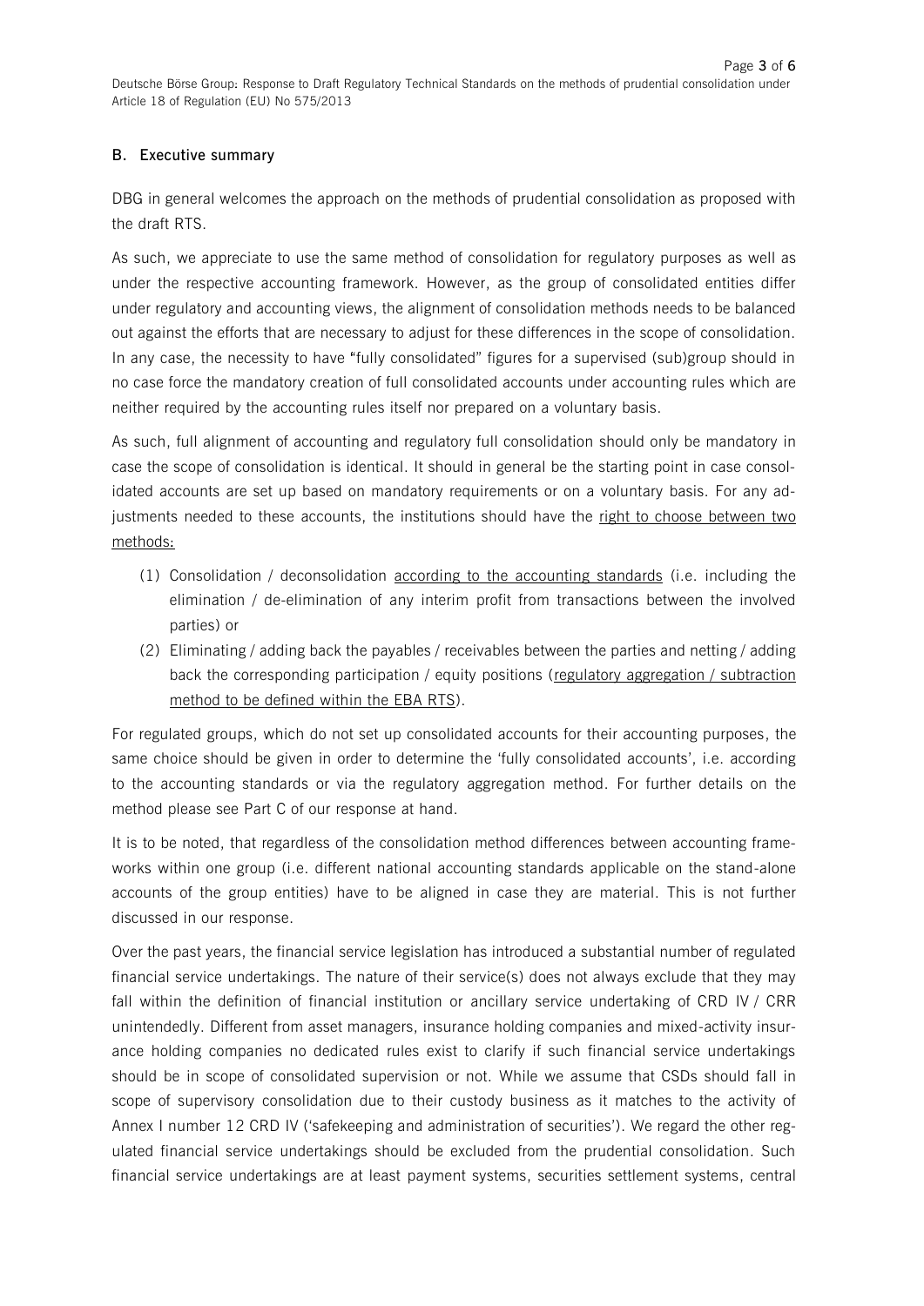## B. Executive summary

DBG in general welcomes the approach on the methods of prudential consolidation as proposed with the draft RTS.

As such, we appreciate to use the same method of consolidation for regulatory purposes as well as under the respective accounting framework. However, as the group of consolidated entities differ under regulatory and accounting views, the alignment of consolidation methods needs to be balanced out against the efforts that are necessary to adjust for these differences in the scope of consolidation. In any case, the necessity to have "fully consolidated" figures for a supervised (sub)group should in no case force the mandatory creation of full consolidated accounts under accounting rules which are neither required by the accounting rules itself nor prepared on a voluntary basis.

As such, full alignment of accounting and regulatory full consolidation should only be mandatory in case the scope of consolidation is identical. It should in general be the starting point in case consolidated accounts are set up based on mandatory requirements or on a voluntary basis. For any adjustments needed to these accounts, the institutions should have the <u>right to choose between two methods:</u>

(1) Consolidation / deconsolidation <u>according to the accounting standards</u> (i.e. including the elimination / de-elimination of any interim profit from transactions between the involved parties) or

(2) Eliminating / adding back the payables / receivables between the parties and netting / adding back the corresponding participation / equity positions (<u>regulatory aggregation / subtraction method to be defined within the EBA RTS</u>).

For regulated groups, which do not set up consolidated accounts for their accounting purposes, the same choice should be given in order to determine the 'fully consolidated accounts', i.e. according to the accounting standards or via the regulatory aggregation method. For further details on the method please see Part C of our response at hand.

It is to be noted, that regardless of the consolidation method differences between accounting frameworks within one group (i.e. different national accounting standards applicable on the stand-alone accounts of the group entities) have to be aligned in case they are material. This is not further discussed in our response.

Over the past years, the financial service legislation has introduced a substantial number of regulated financial service undertakings. The nature of their service(s) does not always exclude that they may fall within the definition of financial institution or ancillary service undertaking of CRD IV / CRR unintendedly. Different from asset managers, insurance holding companies and mixed-activity insurance holding companies no dedicated rules exist to clarify if such financial service undertakings should be in scope of consolidated supervision or not. While we assume that CSDs should fall in scope of supervisory consolidation due to their custody business as it matches to the activity of Annex I number 12 CRD IV ('safekeeping and administration of securities'). We regard the other regulated financial service undertakings should be excluded from the prudential consolidation. Such financial service undertakings are at least payment systems, securities settlement systems, central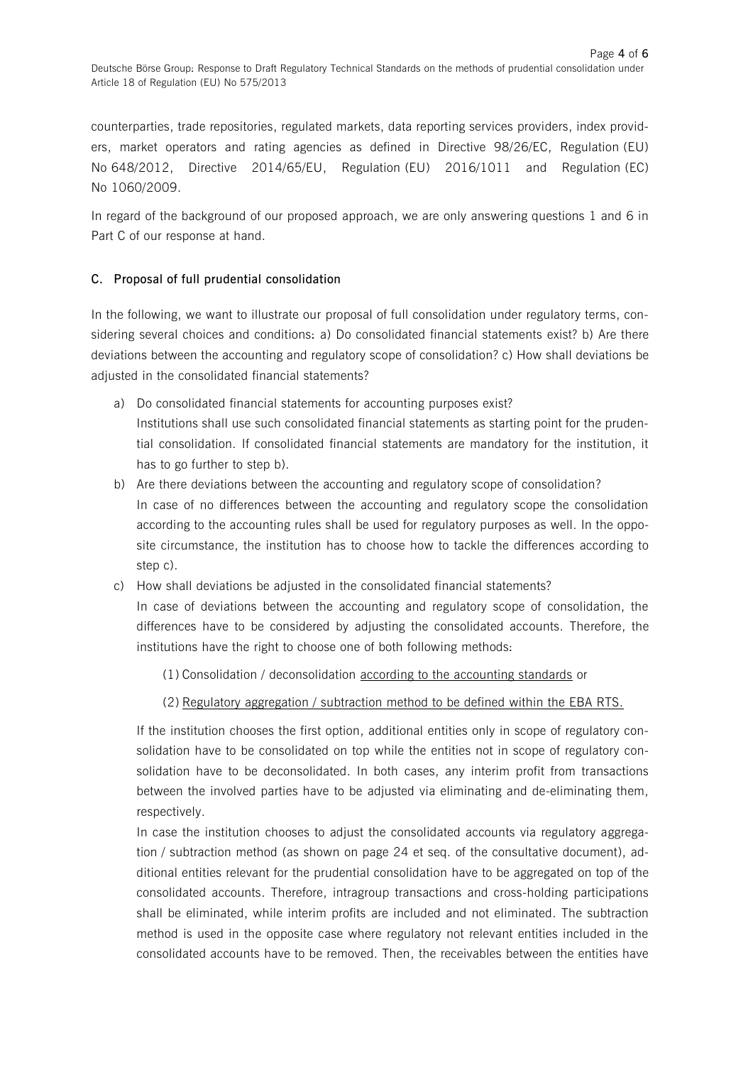counterparties, trade repositories, regulated markets, data reporting services providers, index providers, market operators and rating agencies as defined in Directive 98/26/EC, Regulation (EU) No 648/2012, Directive 2014/65/EU, Regulation (EU) 2016/1011 and Regulation (EC) No 1060/2009.

In regard of the background of our proposed approach, we are only answering questions 1 and 6 in Part C of our response at hand.

## C. Proposal of full prudential consolidation

In the following, we want to illustrate our proposal of full consolidation under regulatory terms, considering several choices and conditions: a) Do consolidated financial statements exist? b) Are there deviations between the accounting and regulatory scope of consolidation? c) How shall deviations be adjusted in the consolidated financial statements?

a) Do consolidated financial statements for accounting purposes exist?
   Institutions shall use such consolidated financial statements as starting point for the prudential consolidation. If consolidated financial statements are mandatory for the institution, it has to go further to step b).
b) Are there deviations between the accounting and regulatory scope of consolidation?
   In case of no differences between the accounting and regulatory scope the consolidation according to the accounting rules shall be used for regulatory purposes as well. In the opposite circumstance, the institution has to choose how to tackle the differences according to step c).
c) How shall deviations be adjusted in the consolidated financial statements?
   In case of deviations between the accounting and regulatory scope of consolidation, the differences have to be considered by adjusting the consolidated accounts. Therefore, the institutions have the right to choose one of both following methods:

   (1) Consolidation / deconsolidation according to the accounting standards or

   (2) Regulatory aggregation / subtraction method to be defined within the EBA RTS.

   If the institution chooses the first option, additional entities only in scope of regulatory consolidation have to be consolidated on top while the entities not in scope of regulatory consolidation have to be deconsolidated. In both cases, any interim profit from transactions between the involved parties have to be adjusted via eliminating and de-eliminating them, respectively.
   In case the institution chooses to adjust the consolidated accounts via regulatory aggregation / subtraction method (as shown on page 24 et seq. of the consultative document), additional entities relevant for the prudential consolidation have to be aggregated on top of the consolidated accounts. Therefore, intragroup transactions and cross-holding participations shall be eliminated, while interim profits are included and not eliminated. The subtraction method is used in the opposite case where regulatory not relevant entities included in the consolidated accounts have to be removed. Then, the receivables between the entities have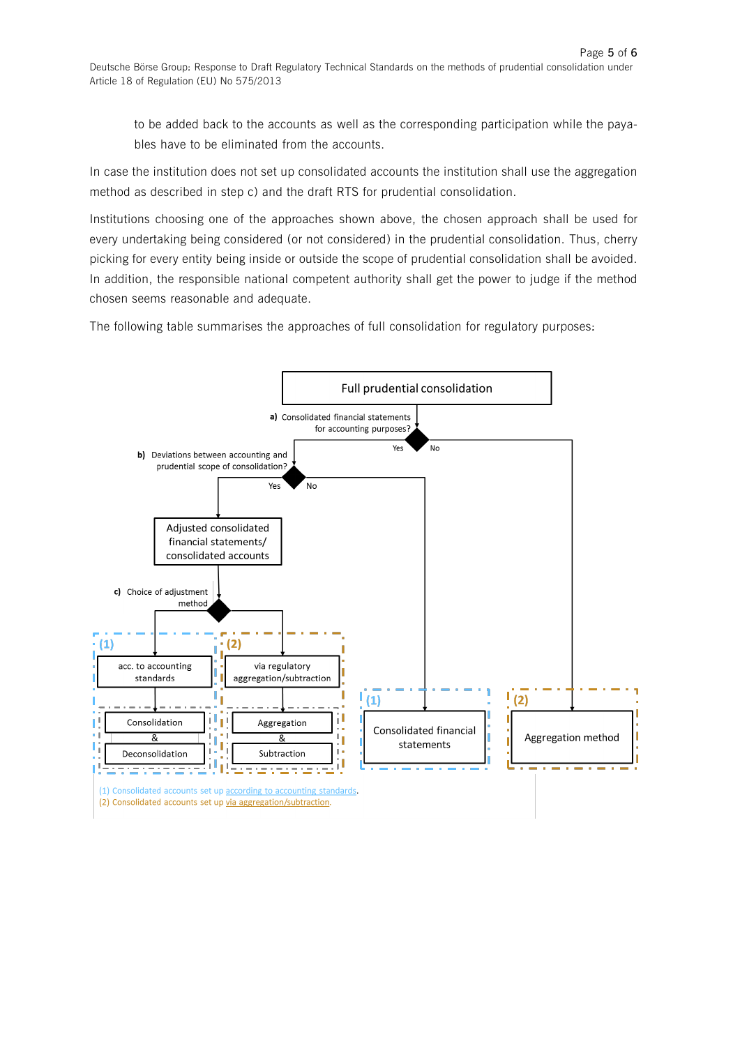to be added back to the accounts as well as the corresponding participation while the payables have to be eliminated from the accounts.

In case the institution does not set up consolidated accounts the institution shall use the aggregation method as described in step c) and the draft RTS for prudential consolidation.

Institutions choosing one of the approaches shown above, the chosen approach shall be used for every undertaking being considered (or not considered) in the prudential consolidation. Thus, cherry picking for every entity being inside or outside the scope of prudential consolidation shall be avoided. In addition, the responsible national competent authority shall get the power to judge if the method chosen seems reasonable and adequate.

The following table summarises the approaches of full consolidation for regulatory purposes:

Full prudential consolidation

**a)** Consolidated financial statements for accounting purposes?
- Yes → **b)** Deviations between accounting and prudential scope of consolidation?
  - Yes → Adjusted consolidated financial statements/ consolidated accounts → **c)** Choice of adjustment method
    - (1) acc. to accounting standards → Consolidation & Deconsolidation
    - (2) via regulatory aggregation/subtraction → Aggregation & Subtraction
  - No → (1) Consolidated financial statements
- No → (2) Aggregation method

(1) Consolidated accounts set up according to accounting standards.
(2) Consolidated accounts set up via aggregation/subtraction.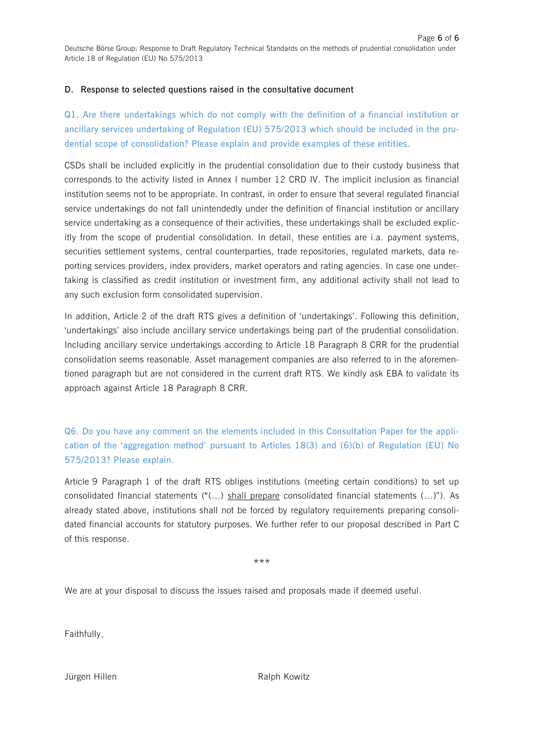## D. Response to selected questions raised in the consultative document

**Q1. Are there undertakings which do not comply with the definition of a financial institution or ancillary services undertaking of Regulation (EU) 575/2013 which should be included in the prudential scope of consolidation? Please explain and provide examples of these entities.**

CSDs shall be included explicitly in the prudential consolidation due to their custody business that corresponds to the activity listed in Annex I number 12 CRD IV. The implicit inclusion as financial institution seems not to be appropriate. In contrast, in order to ensure that several regulated financial service undertakings do not fall unintendedly under the definition of financial institution or ancillary service undertaking as a consequence of their activities, these undertakings shall be excluded explicitly from the scope of prudential consolidation. In detail, these entities are i.a. payment systems, securities settlement systems, central counterparties, trade repositories, regulated markets, data reporting services providers, index providers, market operators and rating agencies. In case one undertaking is classified as credit institution or investment firm, any additional activity shall not lead to any such exclusion form consolidated supervision.

In addition, Article 2 of the draft RTS gives a definition of 'undertakings'. Following this definition, 'undertakings' also include ancillary service undertakings being part of the prudential consolidation. Including ancillary service undertakings according to Article 18 Paragraph 8 CRR for the prudential consolidation seems reasonable. Asset management companies are also referred to in the aforementioned paragraph but are not considered in the current draft RTS. We kindly ask EBA to validate its approach against Article 18 Paragraph 8 CRR.

**Q6. Do you have any comment on the elements included in this Consultation Paper for the application of the 'aggregation method' pursuant to Articles 18(3) and (6)(b) of Regulation (EU) No 575/2013? Please explain.**

Article 9 Paragraph 1 of the draft RTS obliges institutions (meeting certain conditions) to set up consolidated financial statements ("(…) <u>shall prepare</u> consolidated financial statements (…)"). As already stated above, institutions shall not be forced by regulatory requirements preparing consolidated financial accounts for statutory purposes. We further refer to our proposal described in Part C of this response.

***

We are at your disposal to discuss the issues raised and proposals made if deemed useful.

Faithfully,

Jürgen Hillen                                Ralph Kowitz